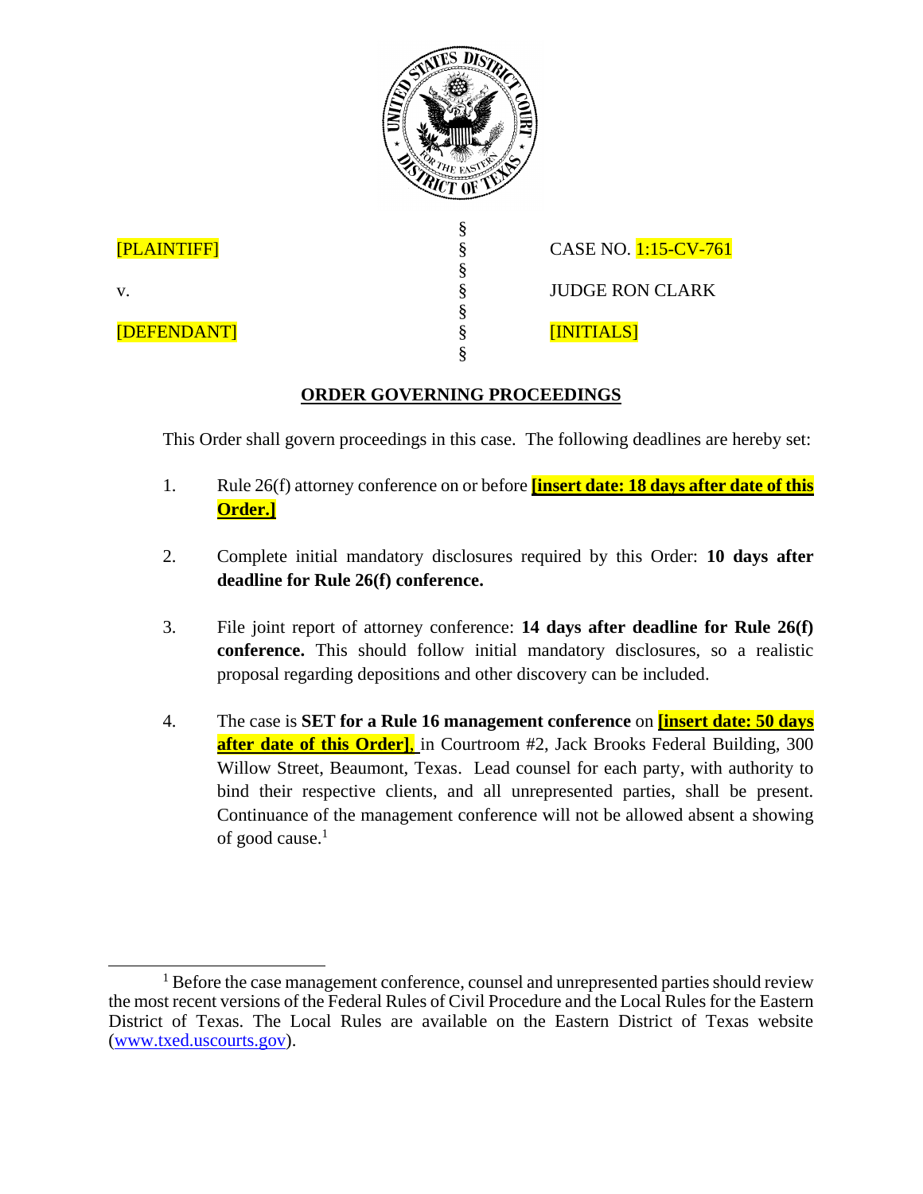| | | |
|---|---|---|
| [PLAINTIFF] | § | CASE NO. 1:15-CV-761 |
| v. | § | JUDGE RON CLARK |
| [DEFENDANT] | § | [INITIALS] |

## ORDER GOVERNING PROCEEDINGS

This Order shall govern proceedings in this case. The following deadlines are hereby set:

1. Rule 26(f) attorney conference on or before **[insert date: 18 days after date of this Order.]**

2. Complete initial mandatory disclosures required by this Order: **10 days after deadline for Rule 26(f) conference.**

3. File joint report of attorney conference: **14 days after deadline for Rule 26(f) conference.** This should follow initial mandatory disclosures, so a realistic proposal regarding depositions and other discovery can be included.

4. The case is **SET for a Rule 16 management conference** on **[insert date: 50 days after date of this Order]**, in Courtroom #2, Jack Brooks Federal Building, 300 Willow Street, Beaumont, Texas. Lead counsel for each party, with authority to bind their respective clients, and all unrepresented parties, shall be present. Continuance of the management conference will not be allowed absent a showing of good cause.[1]

---

[1] Before the case management conference, counsel and unrepresented parties should review the most recent versions of the Federal Rules of Civil Procedure and the Local Rules for the Eastern District of Texas. The Local Rules are available on the Eastern District of Texas website (www.txed.uscourts.gov).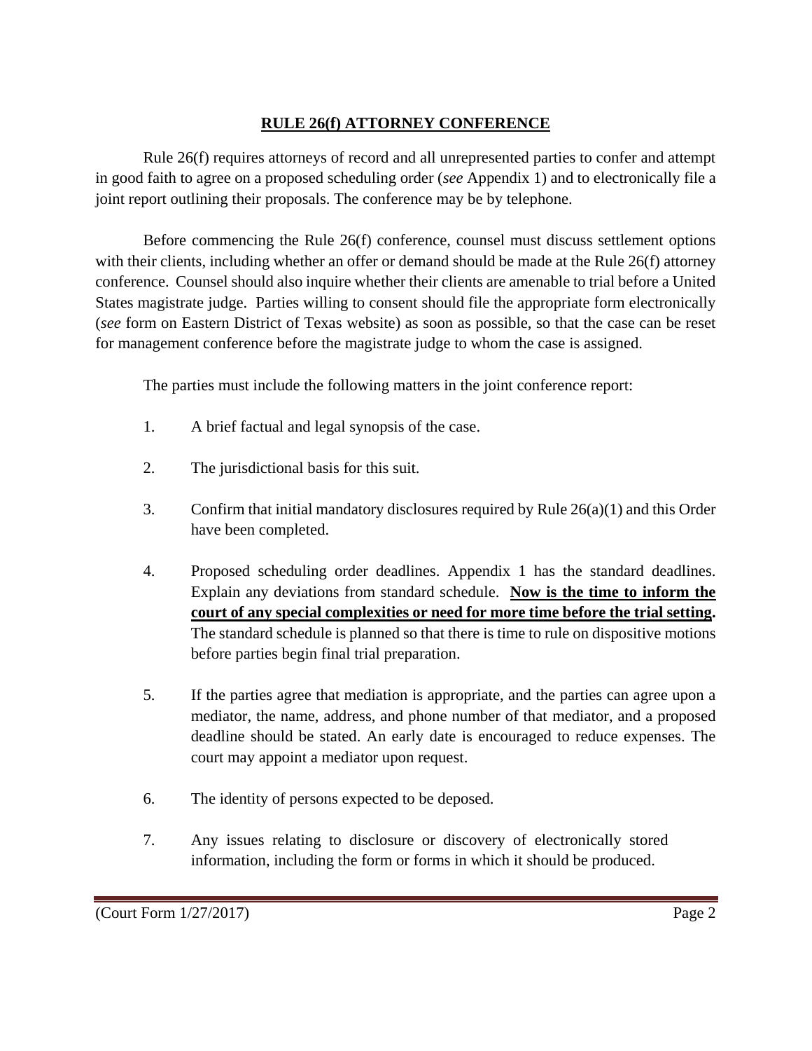## RULE 26(f) ATTORNEY CONFERENCE

Rule 26(f) requires attorneys of record and all unrepresented parties to confer and attempt in good faith to agree on a proposed scheduling order (*see* Appendix 1) and to electronically file a joint report outlining their proposals. The conference may be by telephone.

Before commencing the Rule 26(f) conference, counsel must discuss settlement options with their clients, including whether an offer or demand should be made at the Rule 26(f) attorney conference. Counsel should also inquire whether their clients are amenable to trial before a United States magistrate judge. Parties willing to consent should file the appropriate form electronically (*see* form on Eastern District of Texas website) as soon as possible, so that the case can be reset for management conference before the magistrate judge to whom the case is assigned.

The parties must include the following matters in the joint conference report:

1. A brief factual and legal synopsis of the case.

2. The jurisdictional basis for this suit.

3. Confirm that initial mandatory disclosures required by Rule 26(a)(1) and this Order have been completed.

4. Proposed scheduling order deadlines. Appendix 1 has the standard deadlines. Explain any deviations from standard schedule. **Now is the time to inform the court of any special complexities or need for more time before the trial setting.** The standard schedule is planned so that there is time to rule on dispositive motions before parties begin final trial preparation.

5. If the parties agree that mediation is appropriate, and the parties can agree upon a mediator, the name, address, and phone number of that mediator, and a proposed deadline should be stated. An early date is encouraged to reduce expenses. The court may appoint a mediator upon request.

6. The identity of persons expected to be deposed.

7. Any issues relating to disclosure or discovery of electronically stored information, including the form or forms in which it should be produced.

(Court Form 1/27/2017)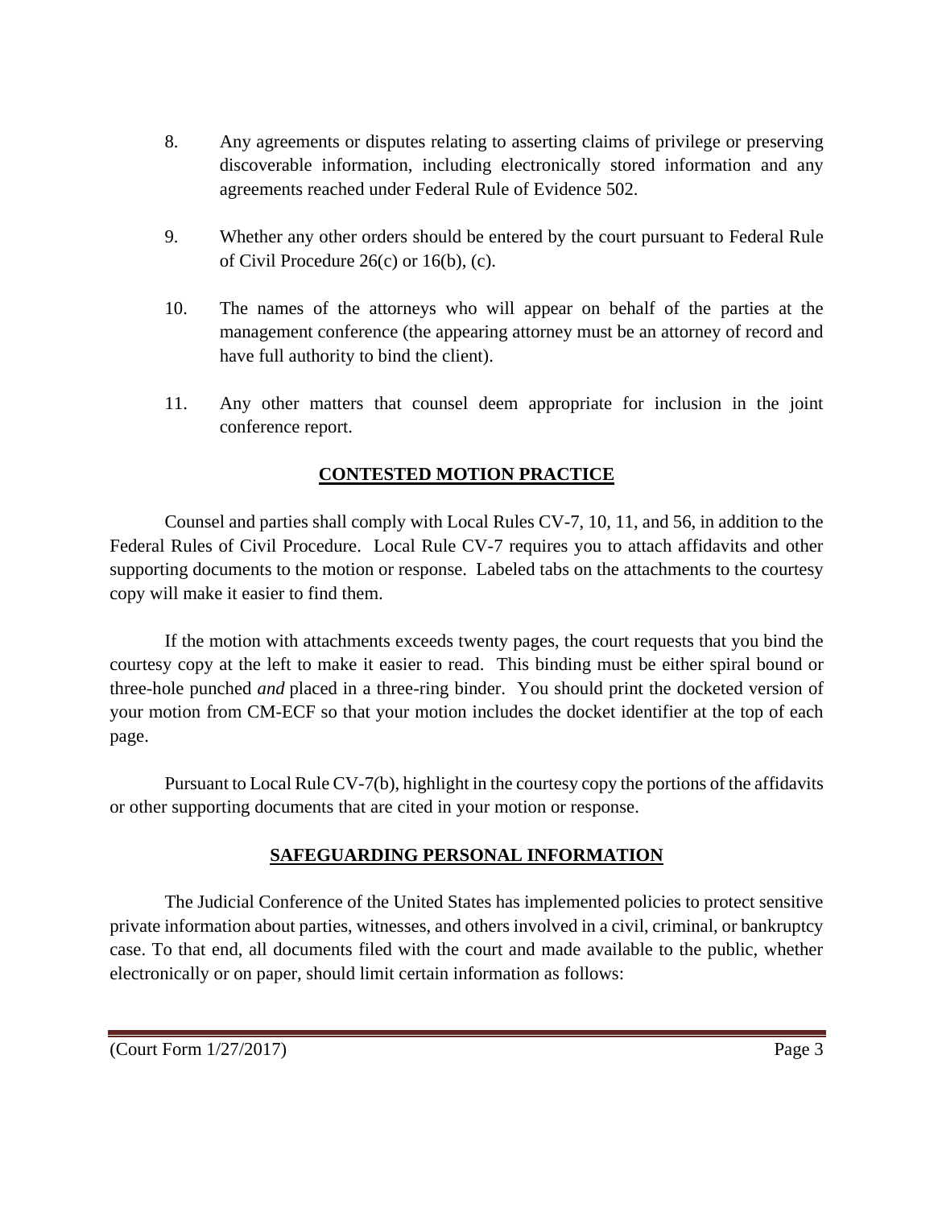8. Any agreements or disputes relating to asserting claims of privilege or preserving discoverable information, including electronically stored information and any agreements reached under Federal Rule of Evidence 502.

9. Whether any other orders should be entered by the court pursuant to Federal Rule of Civil Procedure 26(c) or 16(b), (c).

10. The names of the attorneys who will appear on behalf of the parties at the management conference (the appearing attorney must be an attorney of record and have full authority to bind the client).

11. Any other matters that counsel deem appropriate for inclusion in the joint conference report.

## CONTESTED MOTION PRACTICE

Counsel and parties shall comply with Local Rules CV-7, 10, 11, and 56, in addition to the Federal Rules of Civil Procedure. Local Rule CV-7 requires you to attach affidavits and other supporting documents to the motion or response. Labeled tabs on the attachments to the courtesy copy will make it easier to find them.

If the motion with attachments exceeds twenty pages, the court requests that you bind the courtesy copy at the left to make it easier to read. This binding must be either spiral bound or three-hole punched *and* placed in a three-ring binder. You should print the docketed version of your motion from CM-ECF so that your motion includes the docket identifier at the top of each page.

Pursuant to Local Rule CV-7(b), highlight in the courtesy copy the portions of the affidavits or other supporting documents that are cited in your motion or response.

## SAFEGUARDING PERSONAL INFORMATION

The Judicial Conference of the United States has implemented policies to protect sensitive private information about parties, witnesses, and others involved in a civil, criminal, or bankruptcy case. To that end, all documents filed with the court and made available to the public, whether electronically or on paper, should limit certain information as follows:

(Court Form 1/27/2017)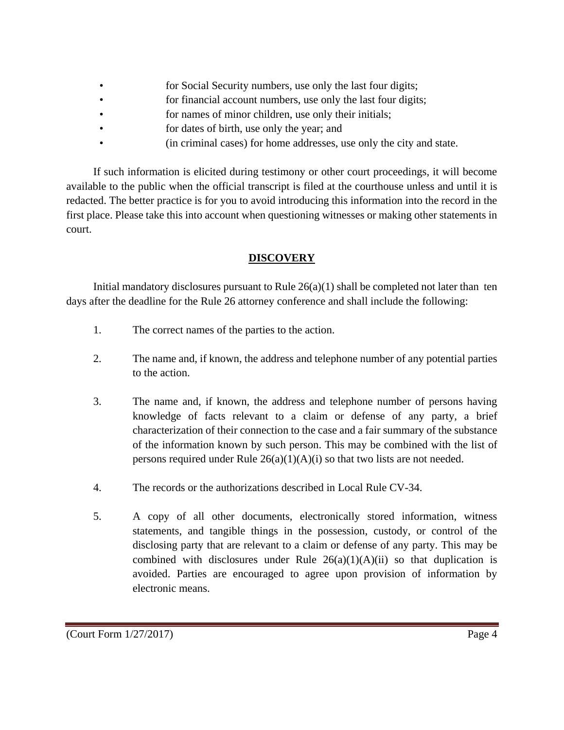- for Social Security numbers, use only the last four digits;
- for financial account numbers, use only the last four digits;
- for names of minor children, use only their initials;
- for dates of birth, use only the year; and
- (in criminal cases) for home addresses, use only the city and state.

If such information is elicited during testimony or other court proceedings, it will become available to the public when the official transcript is filed at the courthouse unless and until it is redacted. The better practice is for you to avoid introducing this information into the record in the first place. Please take this into account when questioning witnesses or making other statements in court.

## DISCOVERY

Initial mandatory disclosures pursuant to Rule 26(a)(1) shall be completed not later than ten days after the deadline for the Rule 26 attorney conference and shall include the following:

1. The correct names of the parties to the action.

2. The name and, if known, the address and telephone number of any potential parties to the action.

3. The name and, if known, the address and telephone number of persons having knowledge of facts relevant to a claim or defense of any party, a brief characterization of their connection to the case and a fair summary of the substance of the information known by such person. This may be combined with the list of persons required under Rule 26(a)(1)(A)(i) so that two lists are not needed.

4. The records or the authorizations described in Local Rule CV-34.

5. A copy of all other documents, electronically stored information, witness statements, and tangible things in the possession, custody, or control of the disclosing party that are relevant to a claim or defense of any party. This may be combined with disclosures under Rule 26(a)(1)(A)(ii) so that duplication is avoided. Parties are encouraged to agree upon provision of information by electronic means.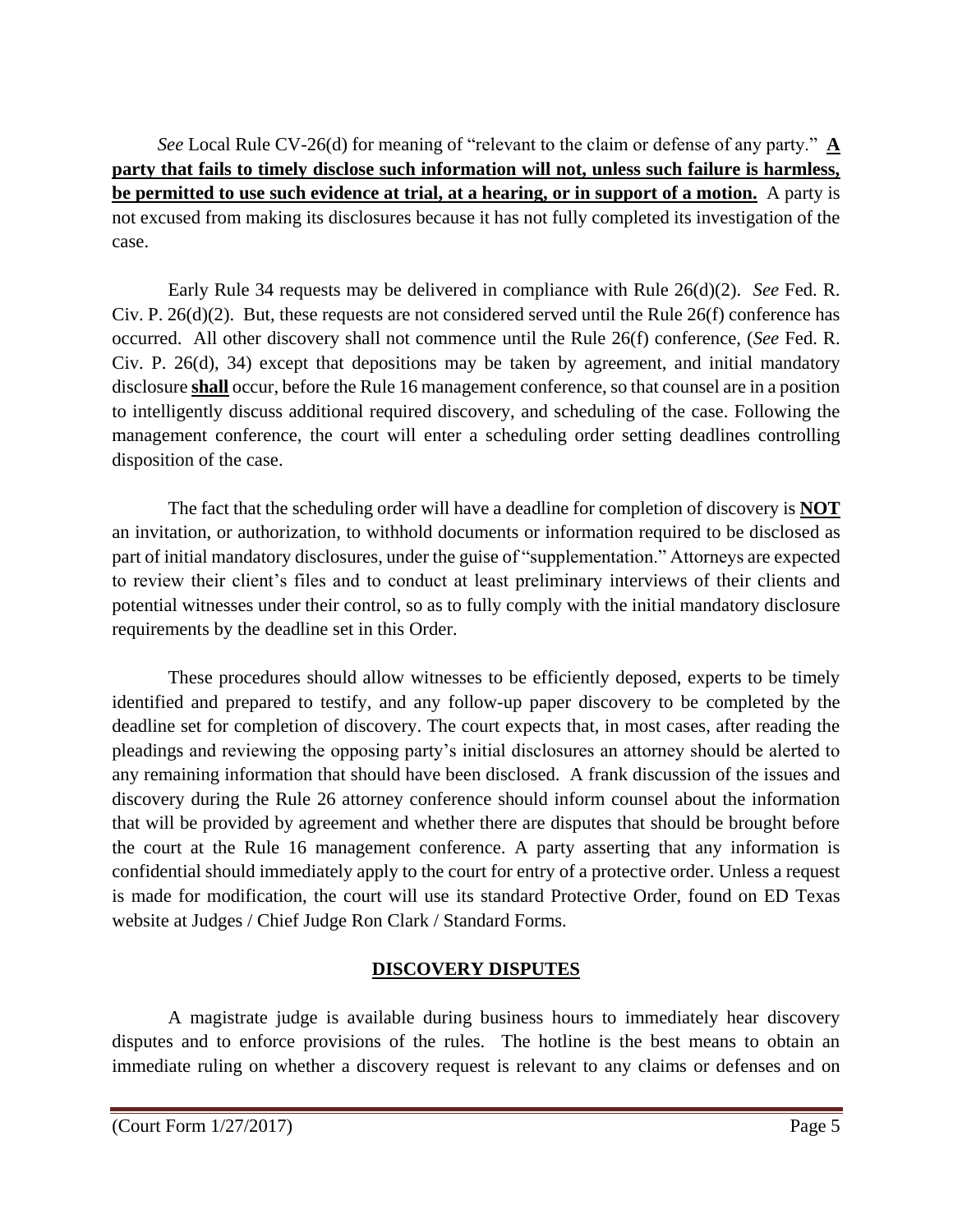*See* Local Rule CV-26(d) for meaning of "relevant to the claim or defense of any party." **<u>A party that fails to timely disclose such information will not, unless such failure is harmless, be permitted to use such evidence at trial, at a hearing, or in support of a motion.</u>** A party is not excused from making its disclosures because it has not fully completed its investigation of the case.

Early Rule 34 requests may be delivered in compliance with Rule 26(d)(2). *See* Fed. R. Civ. P. 26(d)(2). But, these requests are not considered served until the Rule 26(f) conference has occurred. All other discovery shall not commence until the Rule 26(f) conference, (*See* Fed. R. Civ. P. 26(d), 34) except that depositions may be taken by agreement, and initial mandatory disclosure **<u>shall</u>** occur, before the Rule 16 management conference, so that counsel are in a position to intelligently discuss additional required discovery, and scheduling of the case. Following the management conference, the court will enter a scheduling order setting deadlines controlling disposition of the case.

The fact that the scheduling order will have a deadline for completion of discovery is **<u>NOT</u>** an invitation, or authorization, to withhold documents or information required to be disclosed as part of initial mandatory disclosures, under the guise of "supplementation." Attorneys are expected to review their client's files and to conduct at least preliminary interviews of their clients and potential witnesses under their control, so as to fully comply with the initial mandatory disclosure requirements by the deadline set in this Order.

These procedures should allow witnesses to be efficiently deposed, experts to be timely identified and prepared to testify, and any follow-up paper discovery to be completed by the deadline set for completion of discovery. The court expects that, in most cases, after reading the pleadings and reviewing the opposing party's initial disclosures an attorney should be alerted to any remaining information that should have been disclosed. A frank discussion of the issues and discovery during the Rule 26 attorney conference should inform counsel about the information that will be provided by agreement and whether there are disputes that should be brought before the court at the Rule 16 management conference. A party asserting that any information is confidential should immediately apply to the court for entry of a protective order. Unless a request is made for modification, the court will use its standard Protective Order, found on ED Texas website at Judges / Chief Judge Ron Clark / Standard Forms.

## <u>DISCOVERY DISPUTES</u>

A magistrate judge is available during business hours to immediately hear discovery disputes and to enforce provisions of the rules. The hotline is the best means to obtain an immediate ruling on whether a discovery request is relevant to any claims or defenses and on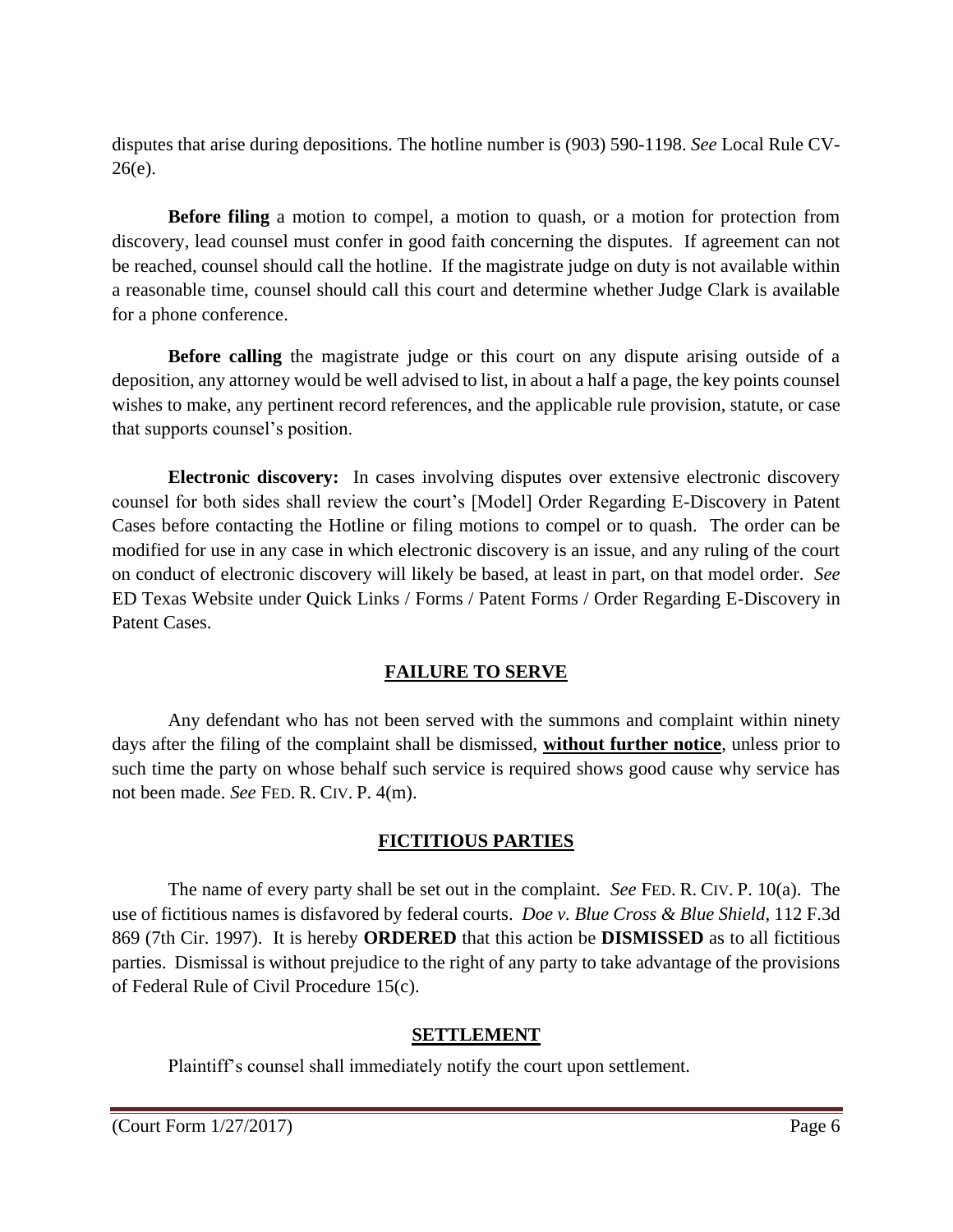disputes that arise during depositions. The hotline number is (903) 590-1198. *See* Local Rule CV-26(e).

**Before filing** a motion to compel, a motion to quash, or a motion for protection from discovery, lead counsel must confer in good faith concerning the disputes. If agreement can not be reached, counsel should call the hotline. If the magistrate judge on duty is not available within a reasonable time, counsel should call this court and determine whether Judge Clark is available for a phone conference.

**Before calling** the magistrate judge or this court on any dispute arising outside of a deposition, any attorney would be well advised to list, in about a half a page, the key points counsel wishes to make, any pertinent record references, and the applicable rule provision, statute, or case that supports counsel's position.

**Electronic discovery:** In cases involving disputes over extensive electronic discovery counsel for both sides shall review the court's [Model] Order Regarding E-Discovery in Patent Cases before contacting the Hotline or filing motions to compel or to quash. The order can be modified for use in any case in which electronic discovery is an issue, and any ruling of the court on conduct of electronic discovery will likely be based, at least in part, on that model order. *See* ED Texas Website under Quick Links / Forms / Patent Forms / Order Regarding E-Discovery in Patent Cases.

## FAILURE TO SERVE

Any defendant who has not been served with the summons and complaint within ninety days after the filing of the complaint shall be dismissed, **without further notice**, unless prior to such time the party on whose behalf such service is required shows good cause why service has not been made. *See* FED. R. CIV. P. 4(m).

## FICTITIOUS PARTIES

The name of every party shall be set out in the complaint. *See* FED. R. CIV. P. 10(a). The use of fictitious names is disfavored by federal courts. *Doe v. Blue Cross & Blue Shield*, 112 F.3d 869 (7th Cir. 1997). It is hereby **ORDERED** that this action be **DISMISSED** as to all fictitious parties. Dismissal is without prejudice to the right of any party to take advantage of the provisions of Federal Rule of Civil Procedure 15(c).

## SETTLEMENT

Plaintiff's counsel shall immediately notify the court upon settlement.

(Court Form 1/27/2017)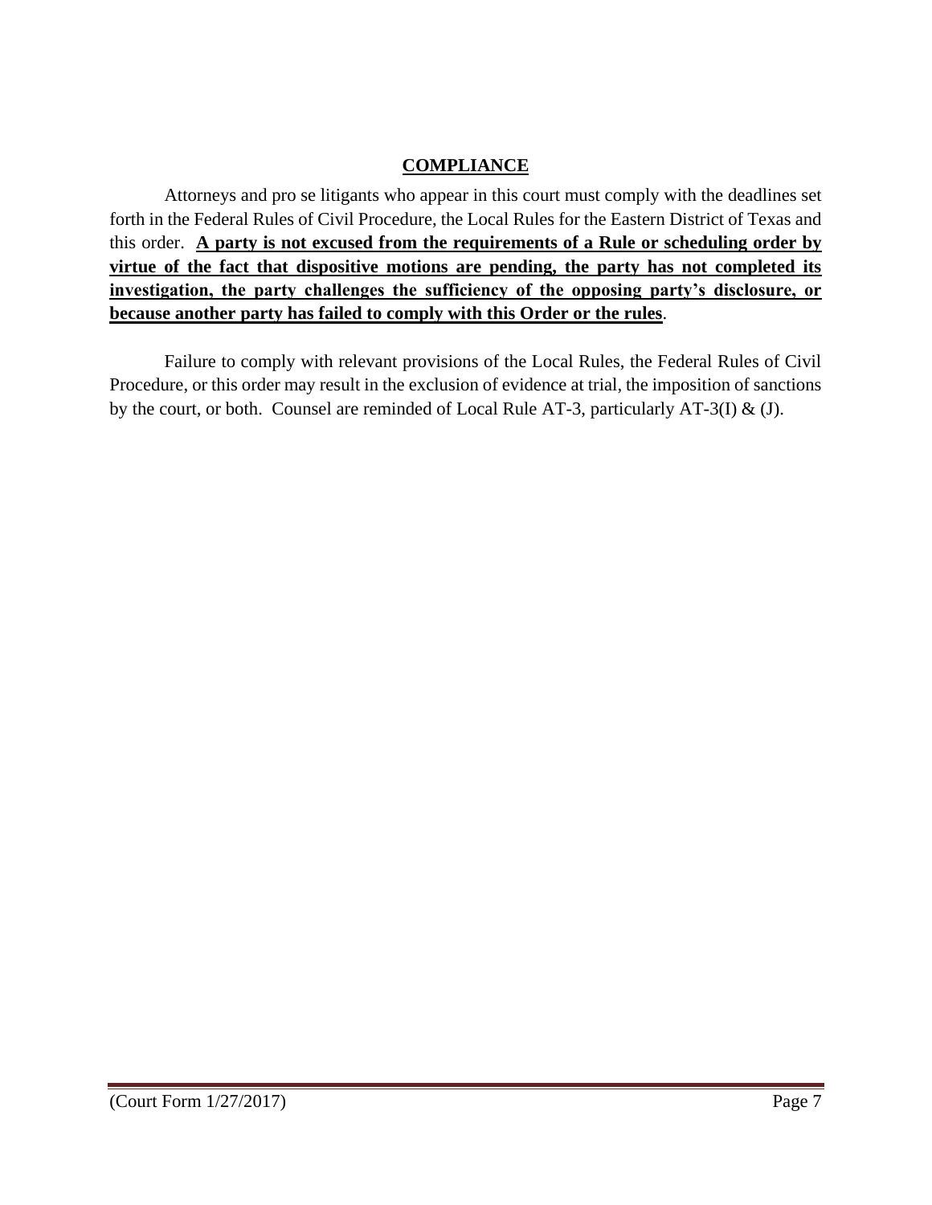## COMPLIANCE

Attorneys and pro se litigants who appear in this court must comply with the deadlines set forth in the Federal Rules of Civil Procedure, the Local Rules for the Eastern District of Texas and this order. **A party is not excused from the requirements of a Rule or scheduling order by virtue of the fact that dispositive motions are pending, the party has not completed its investigation, the party challenges the sufficiency of the opposing party's disclosure, or because another party has failed to comply with this Order or the rules**.

Failure to comply with relevant provisions of the Local Rules, the Federal Rules of Civil Procedure, or this order may result in the exclusion of evidence at trial, the imposition of sanctions by the court, or both. Counsel are reminded of Local Rule AT-3, particularly AT-3(I) & (J).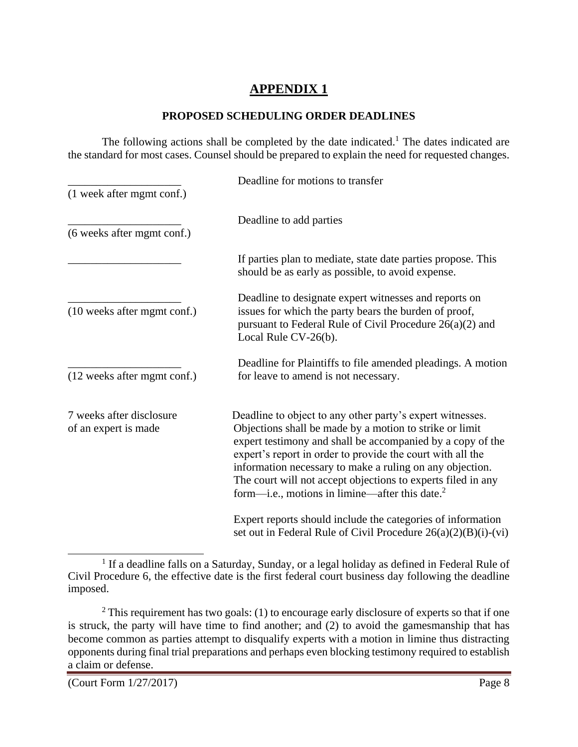# APPENDIX 1

## PROPOSED SCHEDULING ORDER DEADLINES

The following actions shall be completed by the date indicated.[1] The dates indicated are the standard for most cases. Counsel should be prepared to explain the need for requested changes.

| | |
|---|---|
| ____________________ (1 week after mgmt conf.) | Deadline for motions to transfer |
| ____________________ (6 weeks after mgmt conf.) | Deadline to add parties |
| ____________________ | If parties plan to mediate, state date parties propose. This should be as early as possible, to avoid expense. |
| ____________________ (10 weeks after mgmt conf.) | Deadline to designate expert witnesses and reports on issues for which the party bears the burden of proof, pursuant to Federal Rule of Civil Procedure 26(a)(2) and Local Rule CV-26(b). |
| ____________________ (12 weeks after mgmt conf.) | Deadline for Plaintiffs to file amended pleadings. A motion for leave to amend is not necessary. |
| 7 weeks after disclosure of an expert is made | Deadline to object to any other party's expert witnesses. Objections shall be made by a motion to strike or limit expert testimony and shall be accompanied by a copy of the expert's report in order to provide the court with all the information necessary to make a ruling on any objection. The court will not accept objections to experts filed in any form—i.e., motions in limine—after this date.[2]<br><br>Expert reports should include the categories of information set out in Federal Rule of Civil Procedure 26(a)(2)(B)(i)-(vi) |

---

[1] If a deadline falls on a Saturday, Sunday, or a legal holiday as defined in Federal Rule of Civil Procedure 6, the effective date is the first federal court business day following the deadline imposed.

[2] This requirement has two goals: (1) to encourage early disclosure of experts so that if one is struck, the party will have time to find another; and (2) to avoid the gamesmanship that has become common as parties attempt to disqualify experts with a motion in limine thus distracting opponents during final trial preparations and perhaps even blocking testimony required to establish a claim or defense.

(Court Form 1/27/2017)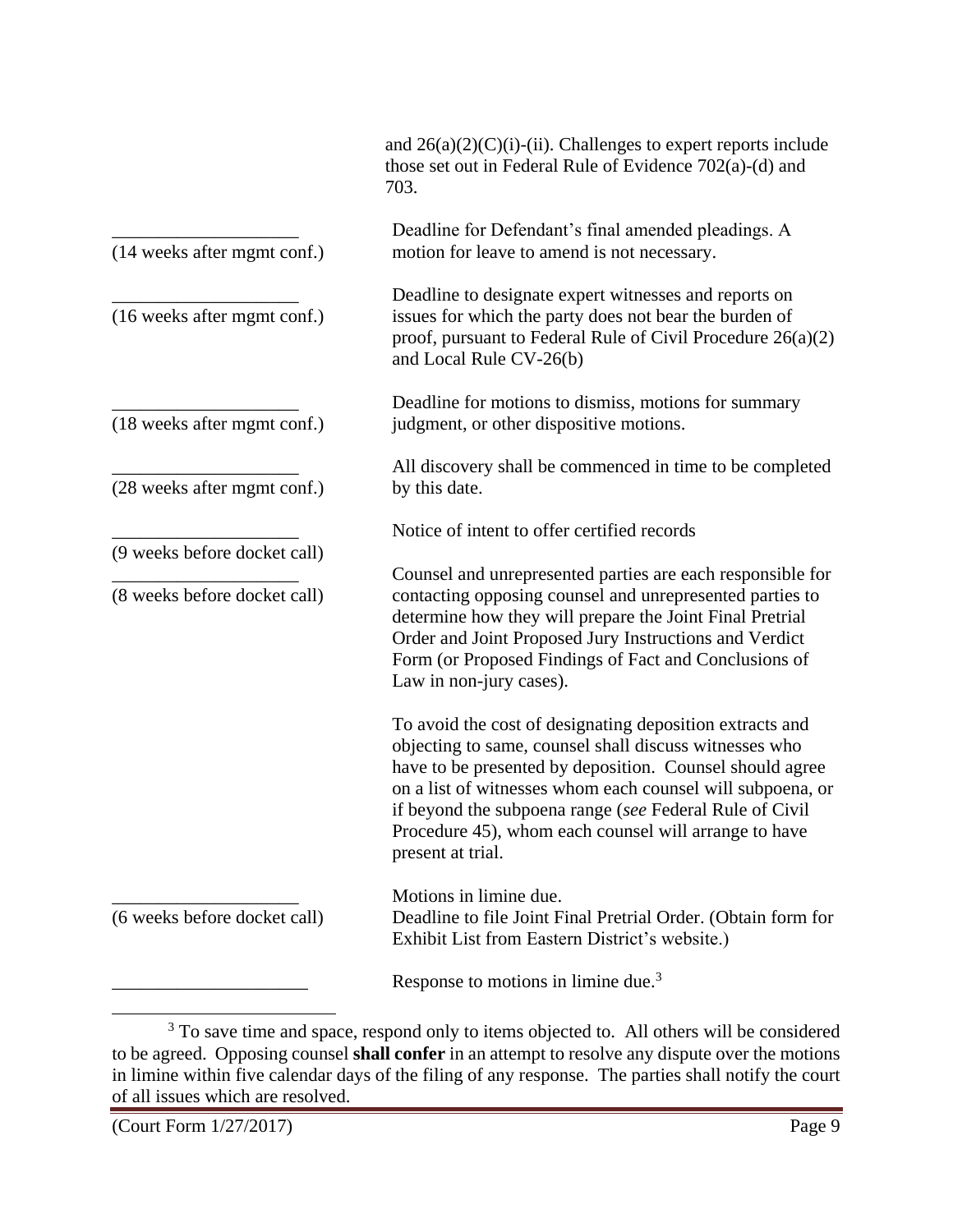and 26(a)(2)(C)(i)-(ii). Challenges to expert reports include those set out in Federal Rule of Evidence 702(a)-(d) and 703.

| | |
|---|---|
| ____________________ (14 weeks after mgmt conf.) | Deadline for Defendant's final amended pleadings. A motion for leave to amend is not necessary. |
| ____________________ (16 weeks after mgmt conf.) | Deadline to designate expert witnesses and reports on issues for which the party does not bear the burden of proof, pursuant to Federal Rule of Civil Procedure 26(a)(2) and Local Rule CV-26(b) |
| ____________________ (18 weeks after mgmt conf.) | Deadline for motions to dismiss, motions for summary judgment, or other dispositive motions. |
| ____________________ (28 weeks after mgmt conf.) | All discovery shall be commenced in time to be completed by this date. |
| ____________________ (9 weeks before docket call) | Notice of intent to offer certified records |
| ____________________ (8 weeks before docket call) | Counsel and unrepresented parties are each responsible for contacting opposing counsel and unrepresented parties to determine how they will prepare the Joint Final Pretrial Order and Joint Proposed Jury Instructions and Verdict Form (or Proposed Findings of Fact and Conclusions of Law in non-jury cases).<br><br>To avoid the cost of designating deposition extracts and objecting to same, counsel shall discuss witnesses who have to be presented by deposition. Counsel should agree on a list of witnesses whom each counsel will subpoena, or if beyond the subpoena range (*see* Federal Rule of Civil Procedure 45), whom each counsel will arrange to have present at trial. |
| ____________________ (6 weeks before docket call) | Motions in limine due.<br>Deadline to file Joint Final Pretrial Order. (Obtain form for Exhibit List from Eastern District's website.) |
| ____________________ | Response to motions in limine due.[3] |

[3] To save time and space, respond only to items objected to. All others will be considered to be agreed. Opposing counsel **shall confer** in an attempt to resolve any dispute over the motions in limine within five calendar days of the filing of any response. The parties shall notify the court of all issues which are resolved.

(Court Form 1/27/2017)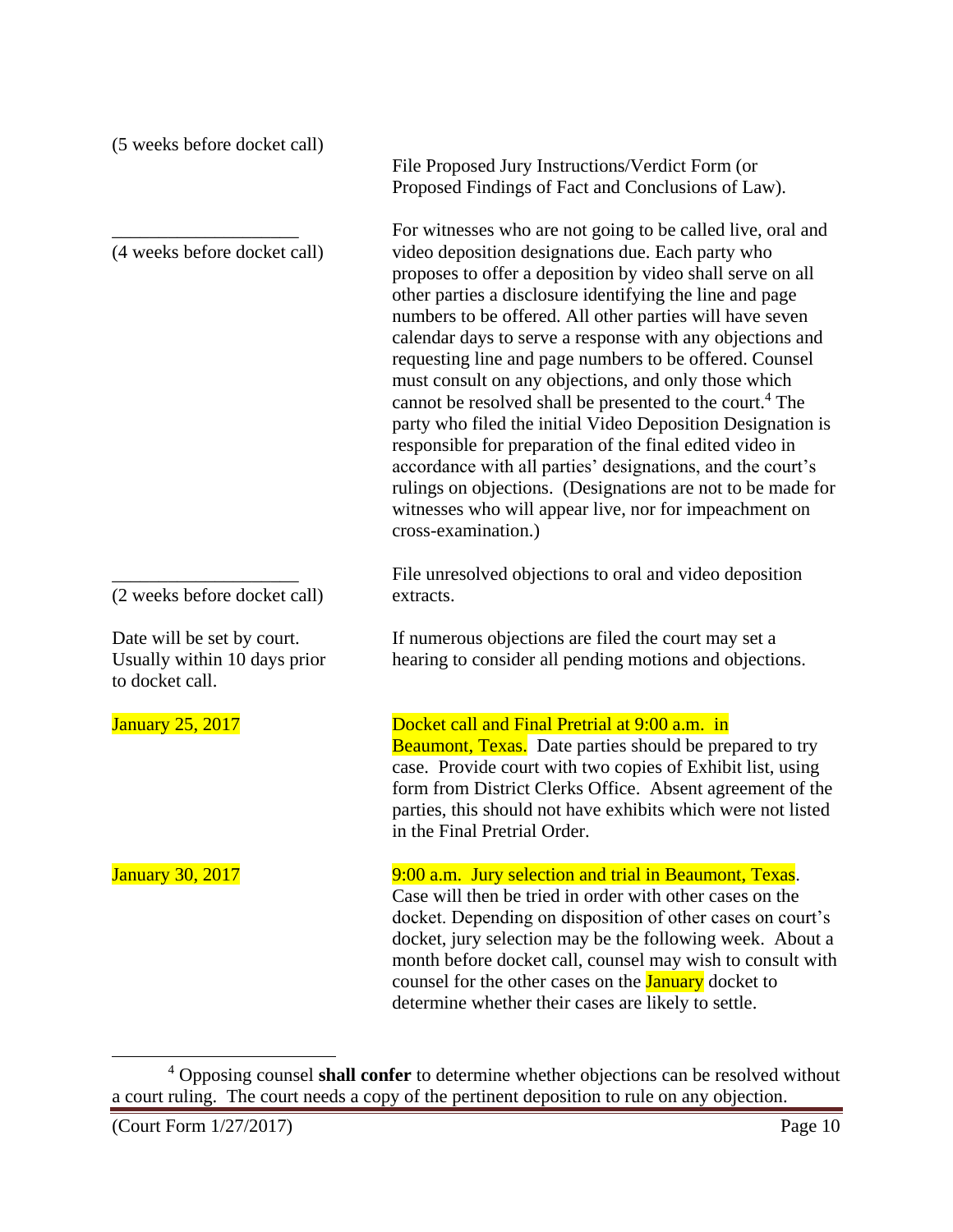| | |
|---|---|
| (5 weeks before docket call) | File Proposed Jury Instructions/Verdict Form (or Proposed Findings of Fact and Conclusions of Law). |
| ____________________ (4 weeks before docket call) | For witnesses who are not going to be called live, oral and video deposition designations due. Each party who proposes to offer a deposition by video shall serve on all other parties a disclosure identifying the line and page numbers to be offered. All other parties will have seven calendar days to serve a response with any objections and requesting line and page numbers to be offered. Counsel must consult on any objections, and only those which cannot be resolved shall be presented to the court.[4] The party who filed the initial Video Deposition Designation is responsible for preparation of the final edited video in accordance with all parties' designations, and the court's rulings on objections. (Designations are not to be made for witnesses who will appear live, nor for impeachment on cross-examination.) |
| ____________________ (2 weeks before docket call) | File unresolved objections to oral and video deposition extracts. |
| Date will be set by court. Usually within 10 days prior to docket call. | If numerous objections are filed the court may set a hearing to consider all pending motions and objections. |
| January 25, 2017 | Docket call and Final Pretrial at 9:00 a.m. in Beaumont, Texas. Date parties should be prepared to try case. Provide court with two copies of Exhibit list, using form from District Clerks Office. Absent agreement of the parties, this should not have exhibits which were not listed in the Final Pretrial Order. |
| January 30, 2017 | 9:00 a.m. Jury selection and trial in Beaumont, Texas. Case will then be tried in order with other cases on the docket. Depending on disposition of other cases on court's docket, jury selection may be the following week. About a month before docket call, counsel may wish to consult with counsel for the other cases on the January docket to determine whether their cases are likely to settle. |

[4] Opposing counsel **shall confer** to determine whether objections can be resolved without a court ruling. The court needs a copy of the pertinent deposition to rule on any objection.

(Court Form 1/27/2017)